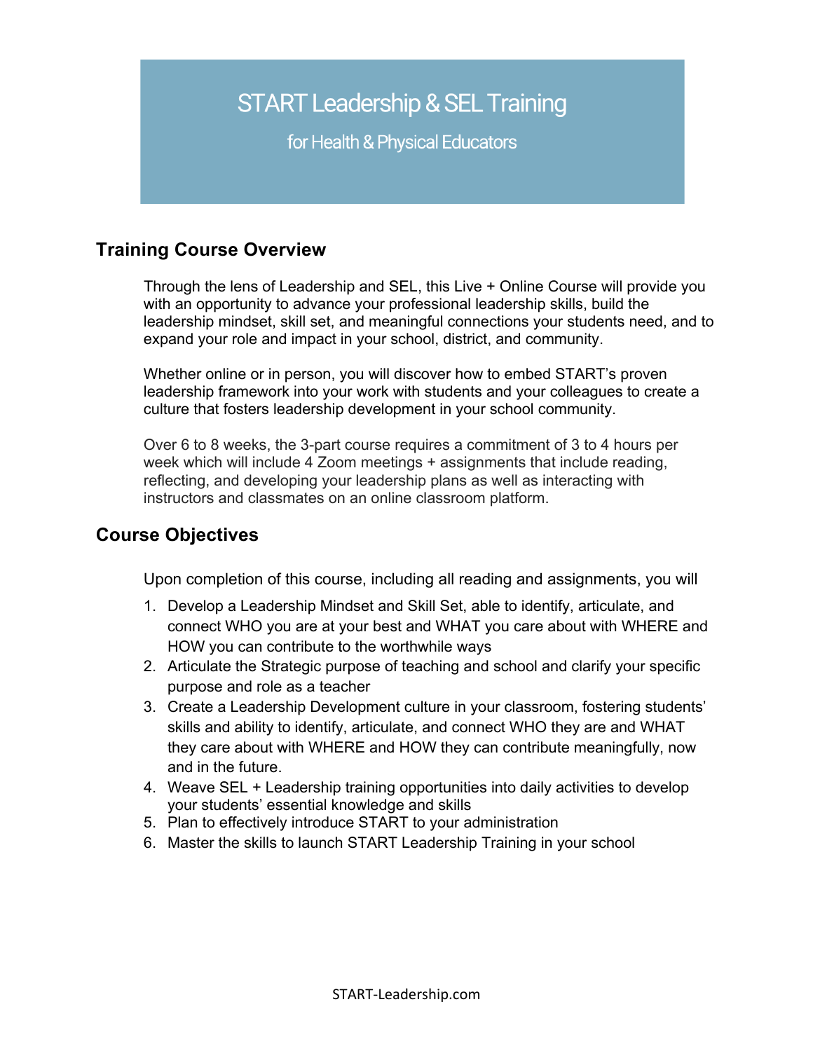# START Leadership & SEL Training

for Health & Physical Educators

## Training Course Overview

Through the lens of Leadership and SEL, this Live + Online Course will provide you with an opportunity to advance your professional leadership skills, build the leadership mindset, skill set, and meaningful connections your students need, and to expand your role and impact in your school, district, and community.

Whether online or in person, you will discover how to embed START's proven leadership framework into your work with students and your colleagues to create a culture that fosters leadership development in your school community.

Over 6 to 8 weeks, the 3-part course requires a commitment of 3 to 4 hours per week which will include 4 Zoom meetings + assignments that include reading, reflecting, and developing your leadership plans as well as interacting with instructors and classmates on an online classroom platform.

## Course Objectives

Upon completion of this course, including all reading and assignments, you will

1. Develop a Leadership Mindset and Skill Set, able to identify, articulate, and connect WHO you are at your best and WHAT you care about with WHERE and HOW you can contribute to the worthwhile ways
2. Articulate the Strategic purpose of teaching and school and clarify your specific purpose and role as a teacher
3. Create a Leadership Development culture in your classroom, fostering students' skills and ability to identify, articulate, and connect WHO they are and WHAT they care about with WHERE and HOW they can contribute meaningfully, now and in the future.
4. Weave SEL + Leadership training opportunities into daily activities to develop your students' essential knowledge and skills
5. Plan to effectively introduce START to your administration
6. Master the skills to launch START Leadership Training in your school

START-Leadership.com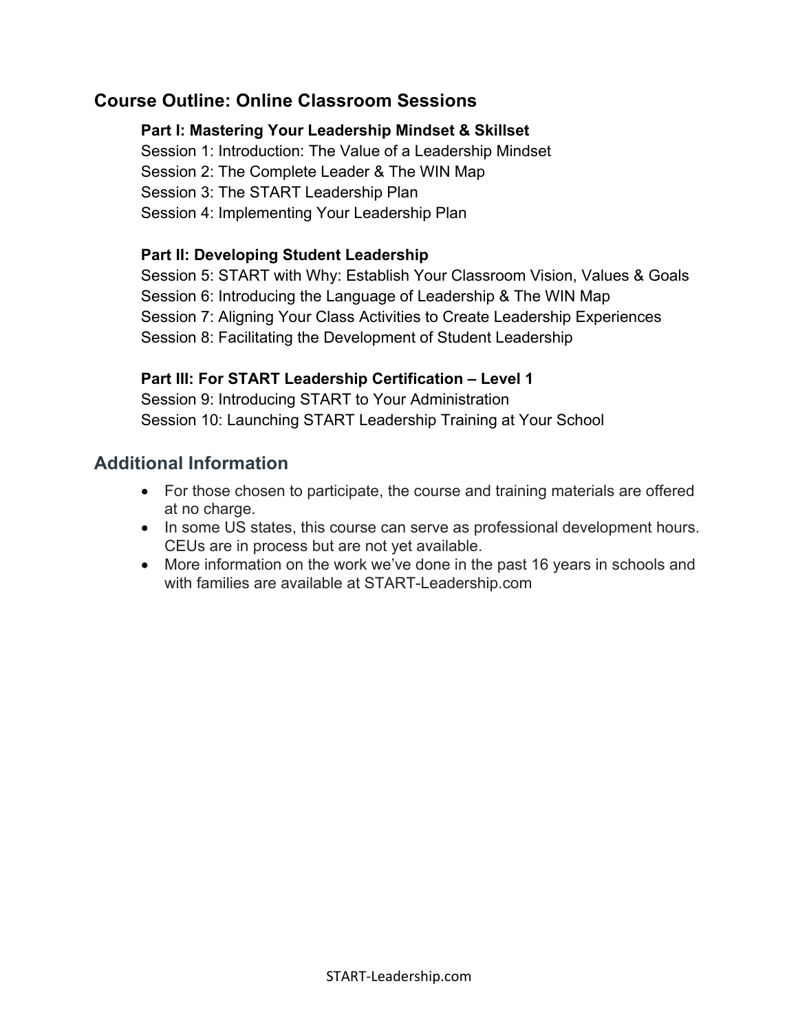## Course Outline: Online Classroom Sessions

**Part I: Mastering Your Leadership Mindset & Skillset**

Session 1: Introduction: The Value of a Leadership Mindset
Session 2: The Complete Leader & The WIN Map
Session 3: The START Leadership Plan
Session 4: Implementing Your Leadership Plan

**Part II: Developing Student Leadership**

Session 5: START with Why: Establish Your Classroom Vision, Values & Goals
Session 6: Introducing the Language of Leadership & The WIN Map
Session 7: Aligning Your Class Activities to Create Leadership Experiences
Session 8: Facilitating the Development of Student Leadership

**Part III: For START Leadership Certification – Level 1**

Session 9: Introducing START to Your Administration
Session 10: Launching START Leadership Training at Your School

## Additional Information

- For those chosen to participate, the course and training materials are offered at no charge.
- In some US states, this course can serve as professional development hours. CEUs are in process but are not yet available.
- More information on the work we've done in the past 16 years in schools and with families are available at START-Leadership.com